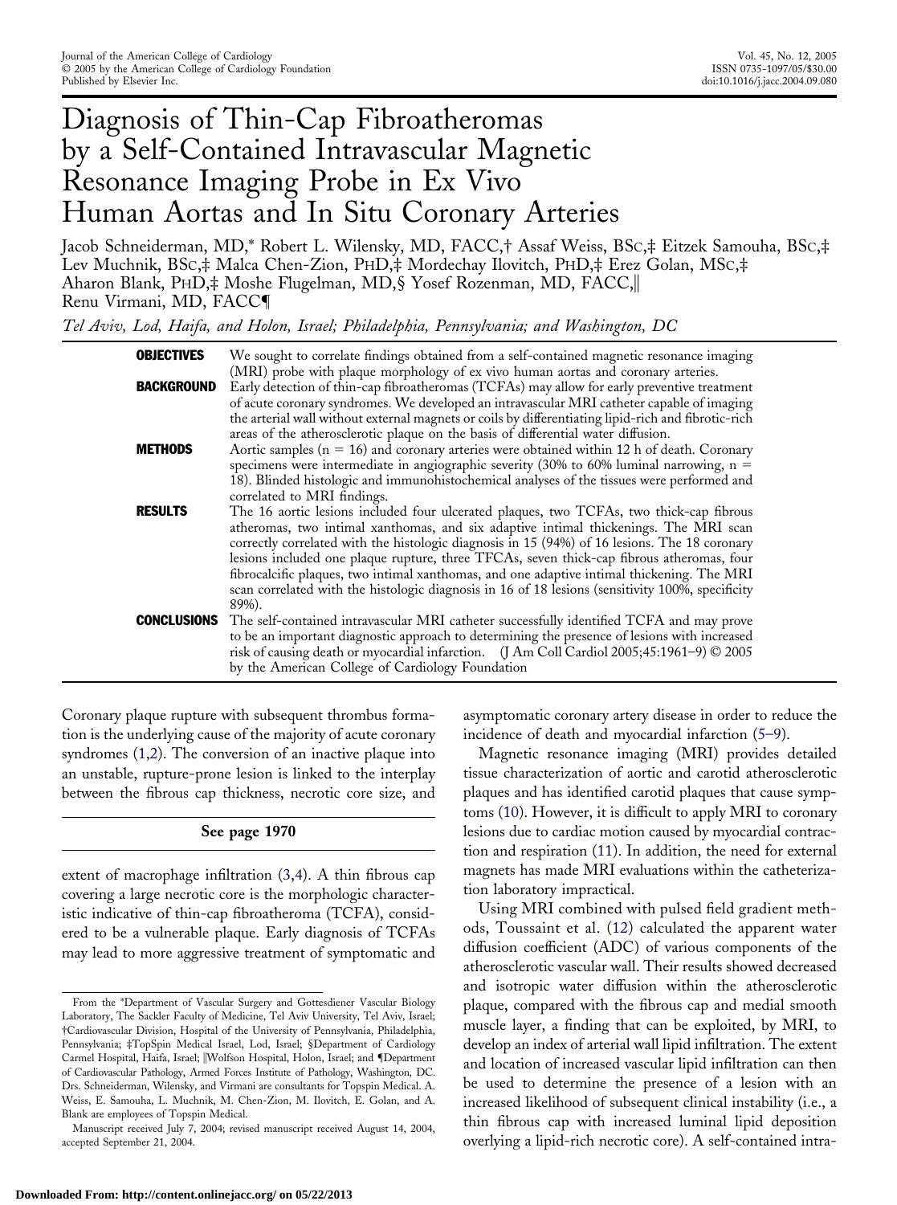# Diagnosis of Thin-Cap Fibroatheromas by a Self-Contained Intravascular Magnetic Resonance Imaging Probe in Ex Vivo Human Aortas and In Situ Coronary Arteries

Jacob Schneiderman, MD,* Robert L. Wilensky, MD, FACC,† Assaf Weiss, BSC,‡ Eitzek Samouha, BSC,‡ Lev Muchnik, BSC,‡ Malca Chen-Zion, PHD,‡ Mordechay Ilovitch, PHD,‡ Erez Golan, MSC,‡ Aharon Blank, PHD,‡ Moshe Flugelman, MD,§ Yosef Rozenman, MD, FACC,‖ Renu Virmani, MD, FACC¶

*Tel Aviv, Lod, Haifa, and Holon, Israel; Philadelphia, Pennsylvania; and Washington, DC*

**OBJECTIVES** We sought to correlate findings obtained from a self-contained magnetic resonance imaging (MRI) probe with plaque morphology of ex vivo human aortas and coronary arteries.

**BACKGROUND** Early detection of thin-cap fibroatheromas (TCFAs) may allow for early preventive treatment of acute coronary syndromes. We developed an intravascular MRI catheter capable of imaging the arterial wall without external magnets or coils by differentiating lipid-rich and fibrotic-rich areas of the atherosclerotic plaque on the basis of differential water diffusion.

**METHODS** Aortic samples (n = 16) and coronary arteries were obtained within 12 h of death. Coronary specimens were intermediate in angiographic severity (30% to 60% luminal narrowing, n = 18). Blinded histologic and immunohistochemical analyses of the tissues were performed and correlated to MRI findings.

**RESULTS** The 16 aortic lesions included four ulcerated plaques, two TCFAs, two thick-cap fibrous atheromas, two intimal xanthomas, and six adaptive intimal thickenings. The MRI scan correctly correlated with the histologic diagnosis in 15 (94%) of 16 lesions. The 18 coronary lesions included one plaque rupture, three TFCAs, seven thick-cap fibrous atheromas, four fibrocalcific plaques, two intimal xanthomas, and one adaptive intimal thickening. The MRI scan correlated with the histologic diagnosis in 16 of 18 lesions (sensitivity 100%, specificity 89%).

**CONCLUSIONS** The self-contained intravascular MRI catheter successfully identified TCFA and may prove to be an important diagnostic approach to determining the presence of lesions with increased risk of causing death or myocardial infarction. (J Am Coll Cardiol 2005;45:1961–9) © 2005 by the American College of Cardiology Foundation

Coronary plaque rupture with subsequent thrombus formation is the underlying cause of the majority of acute coronary syndromes (1,2). The conversion of an inactive plaque into an unstable, rupture-prone lesion is linked to the interplay between the fibrous cap thickness, necrotic core size, and extent of macrophage infiltration (3,4). A thin fibrous cap covering a large necrotic core is the morphologic characteristic indicative of thin-cap fibroatheroma (TCFA), considered to be a vulnerable plaque. Early diagnosis of TCFAs may lead to more aggressive treatment of symptomatic and asymptomatic coronary artery disease in order to reduce the incidence of death and myocardial infarction (5–9).

**See page 1970**

Magnetic resonance imaging (MRI) provides detailed tissue characterization of aortic and carotid atherosclerotic plaques and has identified carotid plaques that cause symptoms (10). However, it is difficult to apply MRI to coronary lesions due to cardiac motion caused by myocardial contraction and respiration (11). In addition, the need for external magnets has made MRI evaluations within the catheterization laboratory impractical.

Using MRI combined with pulsed field gradient methods, Toussaint et al. (12) calculated the apparent water diffusion coefficient (ADC) of various components of the atherosclerotic vascular wall. Their results showed decreased and isotropic water diffusion within the atherosclerotic plaque, compared with the fibrous cap and medial smooth muscle layer, a finding that can be exploited, by MRI, to develop an index of arterial wall lipid infiltration. The extent and location of increased vascular lipid infiltration can then be used to determine the presence of a lesion with an increased likelihood of subsequent clinical instability (i.e., a thin fibrous cap with increased luminal lipid deposition overlying a lipid-rich necrotic core). A self-contained intra-

From the *Department of Vascular Surgery and Gottesdiener Vascular Biology Laboratory, The Sackler Faculty of Medicine, Tel Aviv University, Tel Aviv, Israel; †Cardiovascular Division, Hospital of the University of Pennsylvania, Philadelphia, Pennsylvania; ‡TopSpin Medical Israel, Lod, Israel; §Department of Cardiology Carmel Hospital, Haifa, Israel; ‖Wolfson Hospital, Holon, Israel; and ¶Department of Cardiovascular Pathology, Armed Forces Institute of Pathology, Washington, DC. Drs. Schneiderman, Wilensky, and Virmani are consultants for Topspin Medical. A. Weiss, E. Samouha, L. Muchnik, M. Chen-Zion, M. Ilovitch, E. Golan, and A. Blank are employees of Topspin Medical.

Manuscript received July 7, 2004; revised manuscript received August 14, 2004, accepted September 21, 2004.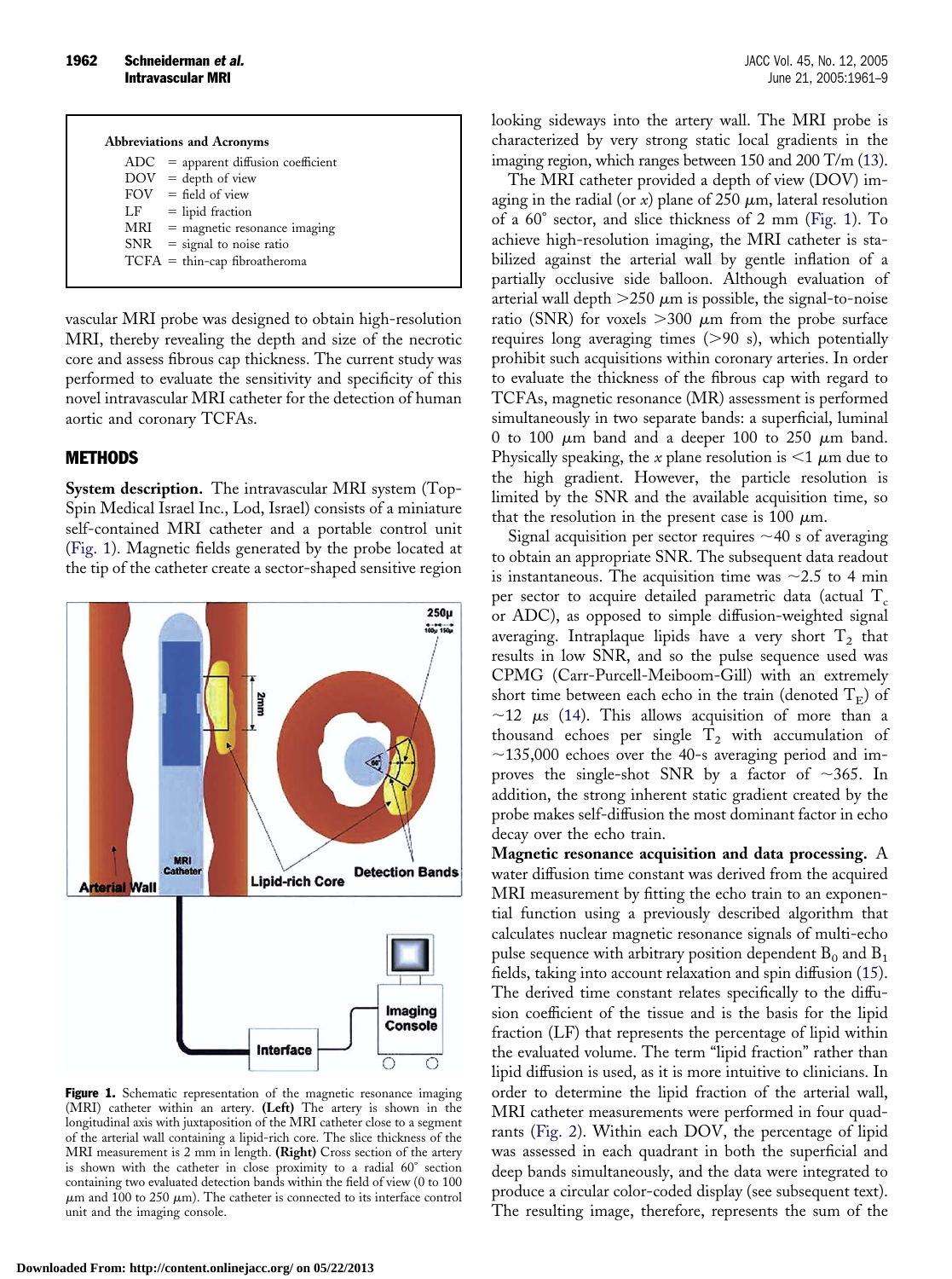**Abbreviations and Acronyms**

ADC = apparent diffusion coefficient
DOV = depth of view
FOV = field of view
LF = lipid fraction
MRI = magnetic resonance imaging
SNR = signal to noise ratio
TCFA = thin-cap fibroatheroma

vascular MRI probe was designed to obtain high-resolution MRI, thereby revealing the depth and size of the necrotic core and assess fibrous cap thickness. The current study was performed to evaluate the sensitivity and specificity of this novel intravascular MRI catheter for the detection of human aortic and coronary TCFAs.

## METHODS

**System description.** The intravascular MRI system (TopSpin Medical Israel Inc., Lod, Israel) consists of a miniature self-contained MRI catheter and a portable control unit (Fig. 1). Magnetic fields generated by the probe located at the tip of the catheter create a sector-shaped sensitive region looking sideways into the artery wall. The MRI probe is characterized by very strong static local gradients in the imaging region, which ranges between 150 and 200 T/m (13).

**Figure 1.** Schematic representation of the magnetic resonance imaging (MRI) catheter within an artery. **(Left)** The artery is shown in the longitudinal axis with juxtaposition of the MRI catheter close to a segment of the arterial wall containing a lipid-rich core. The slice thickness of the MRI measurement is 2 mm in length. **(Right)** Cross section of the artery is shown with the catheter in close proximity to a radial 60° section containing two evaluated detection bands within the field of view (0 to 100 $\mu$m and 100 to 250 $\mu$m). The catheter is connected to its interface control unit and the imaging console.

The MRI catheter provided a depth of view (DOV) imaging in the radial (or $x$) plane of 250 $\mu$m, lateral resolution of a 60° sector, and slice thickness of 2 mm (Fig. 1). To achieve high-resolution imaging, the MRI catheter is stabilized against the arterial wall by gentle inflation of a partially occlusive side balloon. Although evaluation of arterial wall depth >250 $\mu$m is possible, the signal-to-noise ratio (SNR) for voxels >300 $\mu$m from the probe surface requires long averaging times (>90 s), which potentially prohibit such acquisitions within coronary arteries. In order to evaluate the thickness of the fibrous cap with regard to TCFAs, magnetic resonance (MR) assessment is performed simultaneously in two separate bands: a superficial, luminal 0 to 100 $\mu$m band and a deeper 100 to 250 $\mu$m band. Physically speaking, the $x$ plane resolution is <1 $\mu$m due to the high gradient. However, the particle resolution is limited by the SNR and the available acquisition time, so that the resolution in the present case is 100 $\mu$m.

Signal acquisition per sector requires ~40 s of averaging to obtain an appropriate SNR. The subsequent data readout is instantaneous. The acquisition time was ~2.5 to 4 min per sector to acquire detailed parametric data (actual $T_c$ or ADC), as opposed to simple diffusion-weighted signal averaging. Intraplaque lipids have a very short $T_2$ that results in low SNR, and so the pulse sequence used was CPMG (Carr-Purcell-Meiboom-Gill) with an extremely short time between each echo in the train (denoted $T_E$) of ~12 $\mu$s (14). This allows acquisition of more than a thousand echoes per single $T_2$ with accumulation of ~135,000 echoes over the 40-s averaging period and improves the single-shot SNR by a factor of ~365. In addition, the strong inherent static gradient created by the probe makes self-diffusion the most dominant factor in echo decay over the echo train.

**Magnetic resonance acquisition and data processing.** A water diffusion time constant was derived from the acquired MRI measurement by fitting the echo train to an exponential function using a previously described algorithm that calculates nuclear magnetic resonance signals of multi-echo pulse sequence with arbitrary position dependent $B_0$ and $B_1$ fields, taking into account relaxation and spin diffusion (15). The derived time constant relates specifically to the diffusion coefficient of the tissue and is the basis for the lipid fraction (LF) that represents the percentage of lipid within the evaluated volume. The term "lipid fraction" rather than lipid diffusion is used, as it is more intuitive to clinicians. In order to determine the lipid fraction of the arterial wall, MRI catheter measurements were performed in four quadrants (Fig. 2). Within each DOV, the percentage of lipid was assessed in each quadrant in both the superficial and deep bands simultaneously, and the data were integrated to produce a circular color-coded display (see subsequent text). The resulting image, therefore, represents the sum of the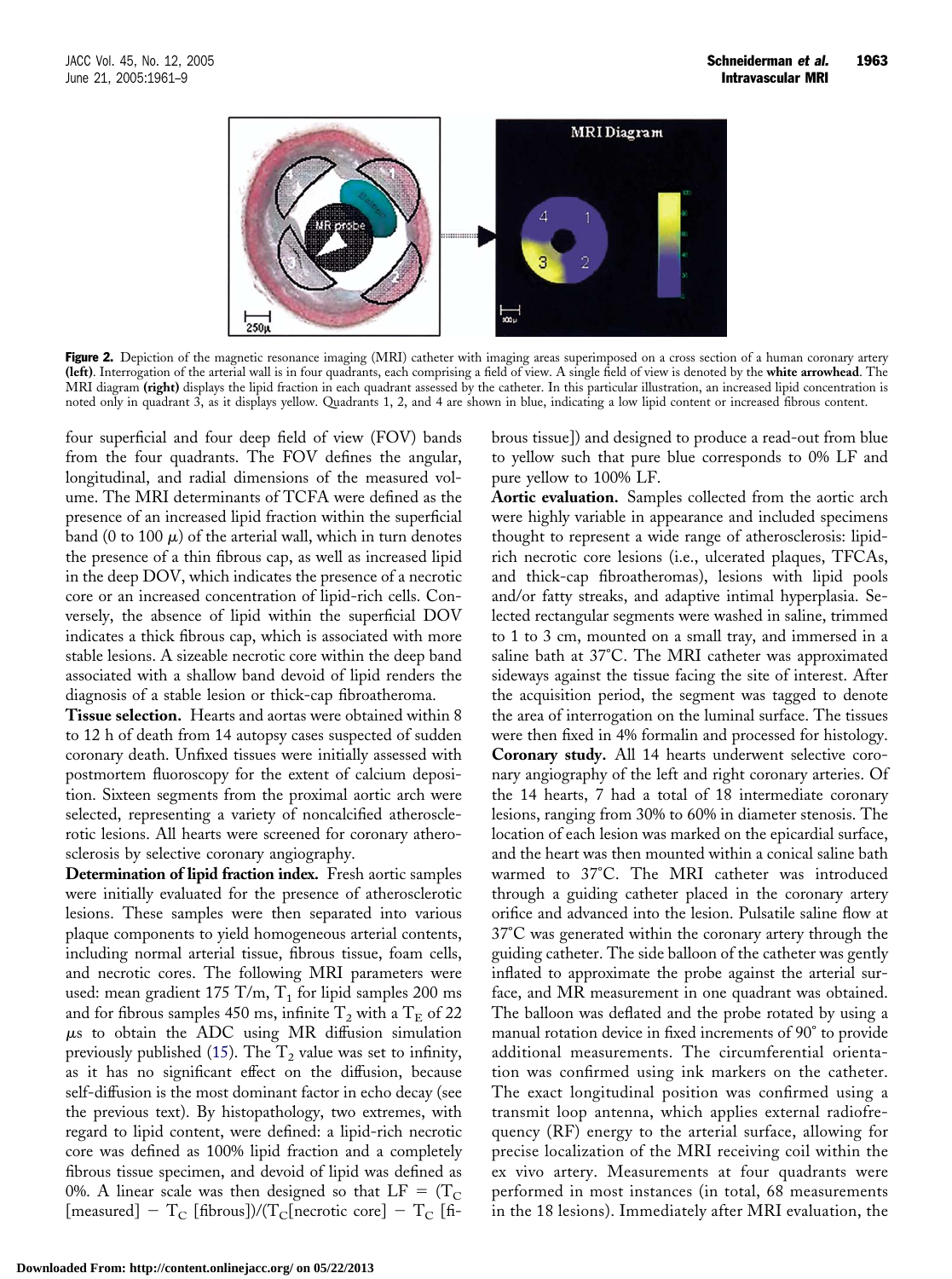**Figure 2.** Depiction of the magnetic resonance imaging (MRI) catheter with imaging areas superimposed on a cross section of a human coronary artery **(left)**. Interrogation of the arterial wall is in four quadrants, each comprising a field of view. A single field of view is denoted by the **white arrowhead**. The MRI diagram **(right)** displays the lipid fraction in each quadrant assessed by the catheter. In this particular illustration, an increased lipid concentration is noted only in quadrant 3, as it displays yellow. Quadrants 1, 2, and 4 are shown in blue, indicating a low lipid content or increased fibrous content.

four superficial and four deep field of view (FOV) bands from the four quadrants. The FOV defines the angular, longitudinal, and radial dimensions of the measured volume. The MRI determinants of TCFA were defined as the presence of an increased lipid fraction within the superficial band (0 to 100 $\mu$) of the arterial wall, which in turn denotes the presence of a thin fibrous cap, as well as increased lipid in the deep DOV, which indicates the presence of a necrotic core or an increased concentration of lipid-rich cells. Conversely, the absence of lipid within the superficial DOV indicates a thick fibrous cap, which is associated with more stable lesions. A sizeable necrotic core within the deep band associated with a shallow band devoid of lipid renders the diagnosis of a stable lesion or thick-cap fibroatheroma.

**Tissue selection.** Hearts and aortas were obtained within 8 to 12 h of death from 14 autopsy cases suspected of sudden coronary death. Unfixed tissues were initially assessed with postmortem fluoroscopy for the extent of calcium deposition. Sixteen segments from the proximal aortic arch were selected, representing a variety of noncalcified atherosclerotic lesions. All hearts were screened for coronary atherosclerosis by selective coronary angiography.

**Determination of lipid fraction index.** Fresh aortic samples were initially evaluated for the presence of atherosclerotic lesions. These samples were then separated into various plaque components to yield homogeneous arterial contents, including normal arterial tissue, fibrous tissue, foam cells, and necrotic cores. The following MRI parameters were used: mean gradient 175 T/m, $T_1$ for lipid samples 200 ms and for fibrous samples 450 ms, infinite $T_2$ with a $T_E$ of 22 $\mu$s to obtain the ADC using MR diffusion simulation previously published (15). The $T_2$ value was set to infinity, as it has no significant effect on the diffusion, because self-diffusion is the most dominant factor in echo decay (see the previous text). By histopathology, two extremes, with regard to lipid content, were defined: a lipid-rich necrotic core was defined as 100% lipid fraction and a completely fibrous tissue specimen, and devoid of lipid was defined as 0%. A linear scale was then designed so that $LF = (T_C\ [\text{measured}] - T_C\ [\text{fibrous}])/(T_C[\text{necrotic core}] - T_C\ [\text{fibrous tissue}])$ and designed to produce a read-out from blue to yellow such that pure blue corresponds to 0% LF and pure yellow to 100% LF.

**Aortic evaluation.** Samples collected from the aortic arch were highly variable in appearance and included specimens thought to represent a wide range of atherosclerosis: lipid-rich necrotic core lesions (i.e., ulcerated plaques, TFCAs, and thick-cap fibroatheromas), lesions with lipid pools and/or fatty streaks, and adaptive intimal hyperplasia. Selected rectangular segments were washed in saline, trimmed to 1 to 3 cm, mounted on a small tray, and immersed in a saline bath at 37°C. The MRI catheter was approximated sideways against the tissue facing the site of interest. After the acquisition period, the segment was tagged to denote the area of interrogation on the luminal surface. The tissues were then fixed in 4% formalin and processed for histology.

**Coronary study.** All 14 hearts underwent selective coronary angiography of the left and right coronary arteries. Of the 14 hearts, 7 had a total of 18 intermediate coronary lesions, ranging from 30% to 60% in diameter stenosis. The location of each lesion was marked on the epicardial surface, and the heart was then mounted within a conical saline bath warmed to 37°C. The MRI catheter was introduced through a guiding catheter placed in the coronary artery orifice and advanced into the lesion. Pulsatile saline flow at 37°C was generated within the coronary artery through the guiding catheter. The side balloon of the catheter was gently inflated to approximate the probe against the arterial surface, and MR measurement in one quadrant was obtained. The balloon was deflated and the probe rotated by using a manual rotation device in fixed increments of 90° to provide additional measurements. The circumferential orientation was confirmed using ink markers on the catheter. The exact longitudinal position was confirmed using a transmit loop antenna, which applies external radiofrequency (RF) energy to the arterial surface, allowing for precise localization of the MRI receiving coil within the ex vivo artery. Measurements at four quadrants were performed in most instances (in total, 68 measurements in the 18 lesions). Immediately after MRI evaluation, the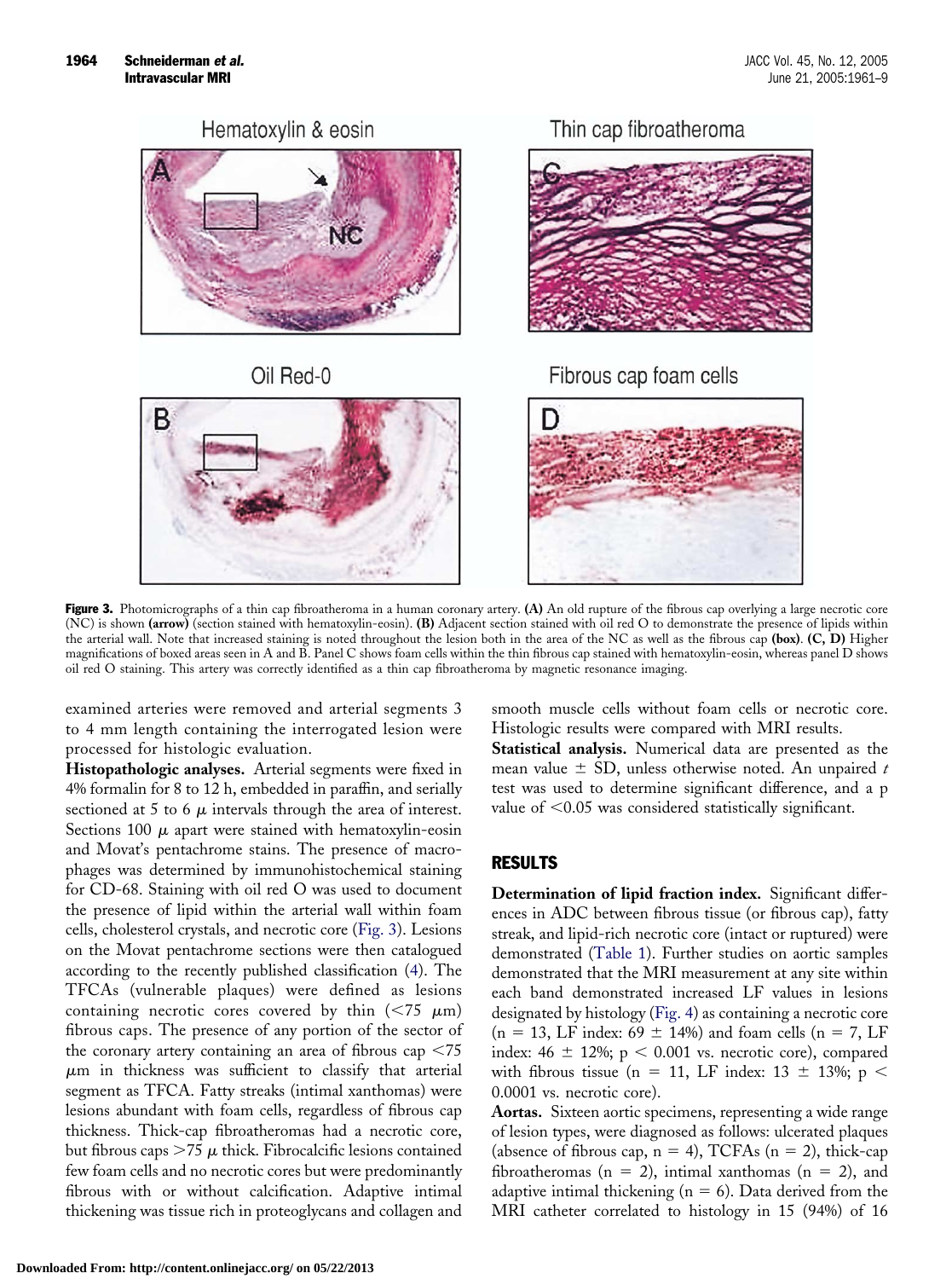**Figure 3.** Photomicrographs of a thin cap fibroatheroma in a human coronary artery. **(A)** An old rupture of the fibrous cap overlying a large necrotic core (NC) is shown **(arrow)** (section stained with hematoxylin-eosin). **(B)** Adjacent section stained with oil red O to demonstrate the presence of lipids within the arterial wall. Note that increased staining is noted throughout the lesion both in the area of the NC as well as the fibrous cap **(box)**. **(C, D)** Higher magnifications of boxed areas seen in A and B. Panel C shows foam cells within the thin fibrous cap stained with hematoxylin-eosin, whereas panel D shows oil red O staining. This artery was correctly identified as a thin cap fibroatheroma by magnetic resonance imaging.

examined arteries were removed and arterial segments 3 to 4 mm length containing the interrogated lesion were processed for histologic evaluation.

**Histopathologic analyses.** Arterial segments were fixed in 4% formalin for 8 to 12 h, embedded in paraffin, and serially sectioned at 5 to 6 $\mu$ intervals through the area of interest. Sections 100 $\mu$ apart were stained with hematoxylin-eosin and Movat's pentachrome stains. The presence of macrophages was determined by immunohistochemical staining for CD-68. Staining with oil red O was used to document the presence of lipid within the arterial wall within foam cells, cholesterol crystals, and necrotic core (Fig. 3). Lesions on the Movat pentachrome sections were then catalogued according to the recently published classification (4). The TFCAs (vulnerable plaques) were defined as lesions containing necrotic cores covered by thin ($<75$ $\mu$m) fibrous caps. The presence of any portion of the sector of the coronary artery containing an area of fibrous cap $<75$ $\mu$m in thickness was sufficient to classify that arterial segment as TFCA. Fatty streaks (intimal xanthomas) were lesions abundant with foam cells, regardless of fibrous cap thickness. Thick-cap fibroatheromas had a necrotic core, but fibrous caps $>75$ $\mu$ thick. Fibrocalcific lesions contained few foam cells and no necrotic cores but were predominantly fibrous with or without calcification. Adaptive intimal thickening was tissue rich in proteoglycans and collagen and smooth muscle cells without foam cells or necrotic core. Histologic results were compared with MRI results.

**Statistical analysis.** Numerical data are presented as the mean value $\pm$ SD, unless otherwise noted. An unpaired *t* test was used to determine significant difference, and a p value of $<0.05$ was considered statistically significant.

## RESULTS

**Determination of lipid fraction index.** Significant differences in ADC between fibrous tissue (or fibrous cap), fatty streak, and lipid-rich necrotic core (intact or ruptured) were demonstrated (Table 1). Further studies on aortic samples demonstrated that the MRI measurement at any site within each band demonstrated increased LF values in lesions designated by histology (Fig. 4) as containing a necrotic core ($n = 13$, LF index: $69 \pm 14\%$) and foam cells ($n = 7$, LF index: $46 \pm 12\%$; $p < 0.001$ vs. necrotic core), compared with fibrous tissue ($n = 11$, LF index: $13 \pm 13\%$; $p < 0.0001$ vs. necrotic core).

**Aortas.** Sixteen aortic specimens, representing a wide range of lesion types, were diagnosed as follows: ulcerated plaques (absence of fibrous cap, $n = 4$), TCFAs ($n = 2$), thick-cap fibroatheromas ($n = 2$), intimal xanthomas ($n = 2$), and adaptive intimal thickening ($n = 6$). Data derived from the MRI catheter correlated to histology in 15 (94%) of 16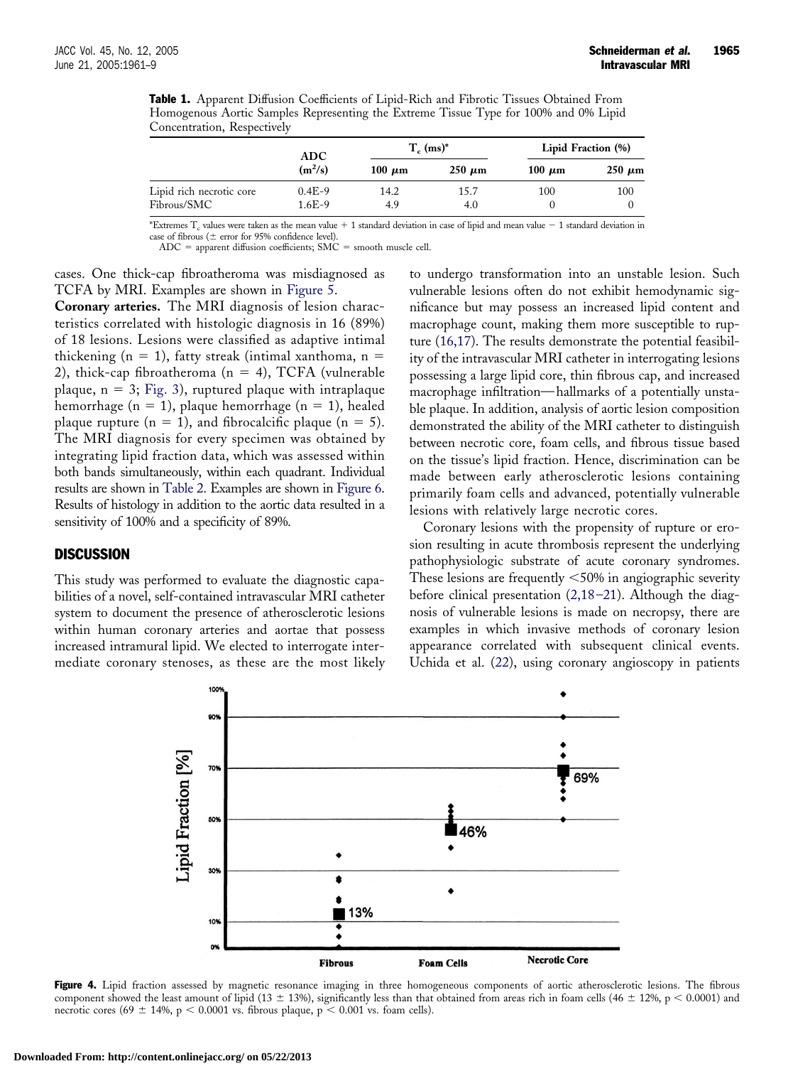**Table 1.** Apparent Diffusion Coefficients of Lipid-Rich and Fibrotic Tissues Obtained From Homogenous Aortic Samples Representing the Extreme Tissue Type for 100% and 0% Lipid Concentration, Respectively

| | ADC ($m^2/s$) | $T_c$ (ms)* | | Lipid Fraction (%) | |
|---|---|---|---|---|---|
| | | 100 $\mu$m | 250 $\mu$m | 100 $\mu$m | 250 $\mu$m |
| Lipid rich necrotic core | 0.4E-9 | 14.2 | 15.7 | 100 | 100 |
| Fibrous/SMC | 1.6E-9 | 4.9 | 4.0 | 0 | 0 |

*Extremes $T_c$ values were taken as the mean value + 1 standard deviation in case of lipid and mean value − 1 standard deviation in case of fibrous (± error for 95% confidence level).

ADC = apparent diffusion coefficients; SMC = smooth muscle cell.

cases. One thick-cap fibroatheroma was misdiagnosed as TCFA by MRI. Examples are shown in Figure 5.

**Coronary arteries.** The MRI diagnosis of lesion characteristics correlated with histologic diagnosis in 16 (89%) of 18 lesions. Lesions were classified as adaptive intimal thickening (n = 1), fatty streak (intimal xanthoma, n = 2), thick-cap fibroatheroma (n = 4), TCFA (vulnerable plaque, n = 3; Fig. 3), ruptured plaque with intraplaque hemorrhage (n = 1), plaque hemorrhage (n = 1), healed plaque rupture (n = 1), and fibrocalcific plaque (n = 5). The MRI diagnosis for every specimen was obtained by integrating lipid fraction data, which was assessed within both bands simultaneously, within each quadrant. Individual results are shown in Table 2. Examples are shown in Figure 6. Results of histology in addition to the aortic data resulted in a sensitivity of 100% and a specificity of 89%.

## DISCUSSION

This study was performed to evaluate the diagnostic capabilities of a novel, self-contained intravascular MRI catheter system to document the presence of atherosclerotic lesions within human coronary arteries and aortae that possess increased intramural lipid. We elected to interrogate intermediate coronary stenoses, as these are the most likely to undergo transformation into an unstable lesion. Such vulnerable lesions often do not exhibit hemodynamic significance but may possess an increased lipid content and macrophage count, making them more susceptible to rupture (16,17). The results demonstrate the potential feasibility of the intravascular MRI catheter in interrogating lesions possessing a large lipid core, thin fibrous cap, and increased macrophage infiltration—hallmarks of a potentially unstable plaque. In addition, analysis of aortic lesion composition demonstrated the ability of the MRI catheter to distinguish between necrotic core, foam cells, and fibrous tissue based on the tissue's lipid fraction. Hence, discrimination can be made between early atherosclerotic lesions containing primarily foam cells and advanced, potentially vulnerable lesions with relatively large necrotic cores.

Coronary lesions with the propensity of rupture or erosion resulting in acute thrombosis represent the underlying pathophysiologic substrate of acute coronary syndromes. These lesions are frequently <50% in angiographic severity before clinical presentation (2,18–21). Although the diagnosis of vulnerable lesions is made on necropsy, there are examples in which invasive methods of coronary lesion appearance correlated with subsequent clinical events. Uchida et al. (22), using coronary angioscopy in patients

**Figure 4.** Lipid fraction assessed by magnetic resonance imaging in three homogeneous components of aortic atherosclerotic lesions. The fibrous component showed the least amount of lipid (13 ± 13%), significantly less than that obtained from areas rich in foam cells (46 ± 12%, $p < 0.0001$) and necrotic cores (69 ± 14%, $p < 0.0001$ vs. fibrous plaque, $p < 0.001$ vs. foam cells).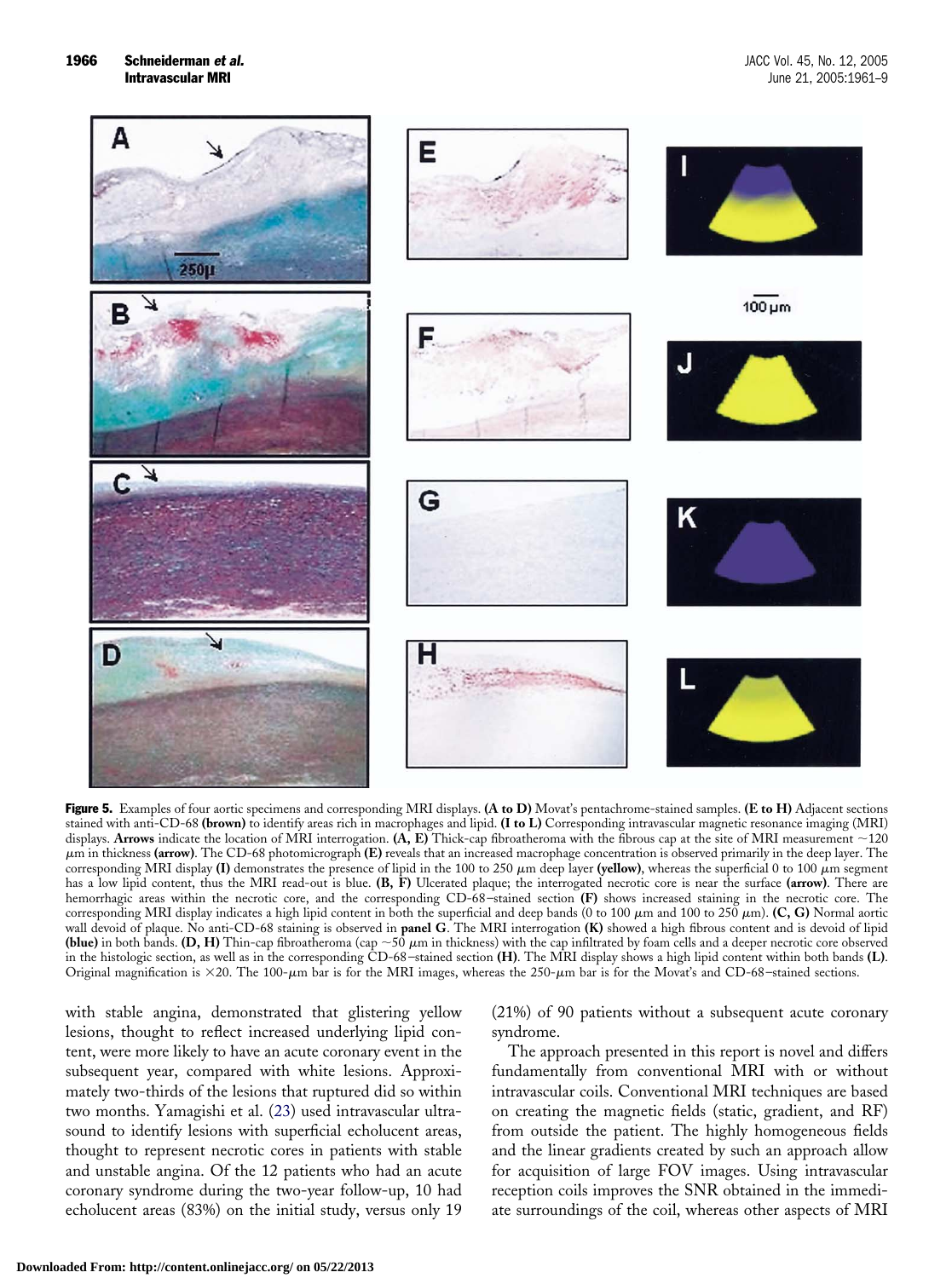**Figure 5.** Examples of four aortic specimens and corresponding MRI displays. **(A to D)** Movat's pentachrome-stained samples. **(E to H)** Adjacent sections stained with anti-CD-68 **(brown)** to identify areas rich in macrophages and lipid. **(I to L)** Corresponding intravascular magnetic resonance imaging (MRI) displays. **Arrows** indicate the location of MRI interrogation. **(A, E)** Thick-cap fibroatheroma with the fibrous cap at the site of MRI measurement ~120 $\mu$m in thickness **(arrow)**. The CD-68 photomicrograph **(E)** reveals that an increased macrophage concentration is observed primarily in the deep layer. The corresponding MRI display **(I)** demonstrates the presence of lipid in the 100 to 250 $\mu$m deep layer **(yellow)**, whereas the superficial 0 to 100 $\mu$m segment has a low lipid content, thus the MRI read-out is blue. **(B, F)** Ulcerated plaque; the interrogated necrotic core is near the surface **(arrow)**. There are hemorrhagic areas within the necrotic core, and the corresponding CD-68–stained section **(F)** shows increased staining in the necrotic core. The corresponding MRI display indicates a high lipid content in both the superficial and deep bands (0 to 100 $\mu$m and 100 to 250 $\mu$m). **(C, G)** Normal aortic wall devoid of plaque. No anti-CD-68 staining is observed in **panel G**. The MRI interrogation **(K)** showed a high fibrous content and is devoid of lipid **(blue)** in both bands. **(D, H)** Thin-cap fibroatheroma (cap ~50 $\mu$m in thickness) with the cap infiltrated by foam cells and a deeper necrotic core observed in the histologic section, as well as in the corresponding CD-68–stained section **(H)**. The MRI display shows a high lipid content within both bands **(L)**. Original magnification is ×20. The 100-$\mu$m bar is for the MRI images, whereas the 250-$\mu$m bar is for the Movat's and CD-68–stained sections.

with stable angina, demonstrated that glistering yellow lesions, thought to reflect increased underlying lipid content, were more likely to have an acute coronary event in the subsequent year, compared with white lesions. Approximately two-thirds of the lesions that ruptured did so within two months. Yamagishi et al. (23) used intravascular ultrasound to identify lesions with superficial echolucent areas, thought to represent necrotic cores in patients with stable and unstable angina. Of the 12 patients who had an acute coronary syndrome during the two-year follow-up, 10 had echolucent areas (83%) on the initial study, versus only 19 (21%) of 90 patients without a subsequent acute coronary syndrome.

The approach presented in this report is novel and differs fundamentally from conventional MRI with or without intravascular coils. Conventional MRI techniques are based on creating the magnetic fields (static, gradient, and RF) from outside the patient. The highly homogeneous fields and the linear gradients created by such an approach allow for acquisition of large FOV images. Using intravascular reception coils improves the SNR obtained in the immediate surroundings of the coil, whereas other aspects of MRI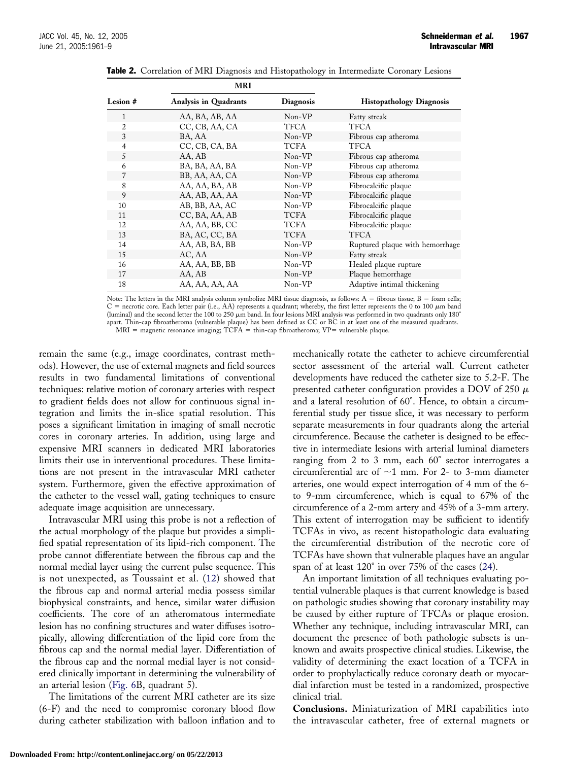**Table 2.** Correlation of MRI Diagnosis and Histopathology in Intermediate Coronary Lesions

| Lesion # | MRI | | Histopathology Diagnosis |
|---|---|---|---|
| | Analysis in Quadrants | Diagnosis | |
| 1 | AA, BA, AB, AA | Non-VP | Fatty streak |
| 2 | CC, CB, AA, CA | TFCA | TFCA |
| 3 | BA, AA | Non-VP | Fibrous cap atheroma |
| 4 | CC, CB, CA, BA | TCFA | TFCA |
| 5 | AA, AB | Non-VP | Fibrous cap atheroma |
| 6 | BA, BA, AA, BA | Non-VP | Fibrous cap atheroma |
| 7 | BB, AA, AA, CA | Non-VP | Fibrous cap atheroma |
| 8 | AA, AA, BA, AB | Non-VP | Fibrocalcific plaque |
| 9 | AA, AB, AA, AA | Non-VP | Fibrocalcific plaque |
| 10 | AB, BB, AA, AC | Non-VP | Fibrocalcific plaque |
| 11 | CC, BA, AA, AB | TCFA | Fibrocalcific plaque |
| 12 | AA, AA, BB, CC | TCFA | Fibrocalcific plaque |
| 13 | BA, AC, CC, BA | TCFA | TFCA |
| 14 | AA, AB, BA, BB | Non-VP | Ruptured plaque with hemorrhage |
| 15 | AC, AA | Non-VP | Fatty streak |
| 16 | AA, AA, BB, BB | Non-VP | Healed plaque rupture |
| 17 | AA, AB | Non-VP | Plaque hemorrhage |
| 18 | AA, AA, AA, AA | Non-VP | Adaptive intimal thickening |

Note: The letters in the MRI analysis column symbolize MRI tissue diagnosis, as follows: A = fibrous tissue; B = foam cells; C = necrotic core. Each letter pair (i.e., AA) represents a quadrant; whereby, the first letter represents the 0 to 100 $\mu$m band (luminal) and the second letter the 100 to 250 $\mu$m band. In four lesions MRI analysis was performed in two quadrants only 180° apart. Thin-cap fibroatheroma (vulnerable plaque) has been defined as CC or BC in at least one of the measured quadrants.
MRI = magnetic resonance imaging; TCFA = thin-cap fibroatheroma; VP= vulnerable plaque.

remain the same (e.g., image coordinates, contrast methods). However, the use of external magnets and field sources results in two fundamental limitations of conventional techniques: relative motion of coronary arteries with respect to gradient fields does not allow for continuous signal integration and limits the in-slice spatial resolution. This poses a significant limitation in imaging of small necrotic cores in coronary arteries. In addition, using large and expensive MRI scanners in dedicated MRI laboratories limits their use in interventional procedures. These limitations are not present in the intravascular MRI catheter system. Furthermore, given the effective approximation of the catheter to the vessel wall, gating techniques to ensure adequate image acquisition are unnecessary.

Intravascular MRI using this probe is not a reflection of the actual morphology of the plaque but provides a simplified spatial representation of its lipid-rich component. The probe cannot differentiate between the fibrous cap and the normal medial layer using the current pulse sequence. This is not unexpected, as Toussaint et al. (12) showed that the fibrous cap and normal arterial media possess similar biophysical constraints, and hence, similar water diffusion coefficients. The core of an atheromatous intermediate lesion has no confining structures and water diffuses isotropically, allowing differentiation of the lipid core from the fibrous cap and the normal medial layer. Differentiation of the fibrous cap and the normal medial layer is not considered clinically important in determining the vulnerability of an arterial lesion (Fig. 6B, quadrant 5).

The limitations of the current MRI catheter are its size (6-F) and the need to compromise coronary blood flow during catheter stabilization with balloon inflation and to mechanically rotate the catheter to achieve circumferential sector assessment of the arterial wall. Current catheter developments have reduced the catheter size to 5.2-F. The presented catheter configuration provides a DOV of 250 $\mu$ and a lateral resolution of 60°. Hence, to obtain a circumferential study per tissue slice, it was necessary to perform separate measurements in four quadrants along the arterial circumference. Because the catheter is designed to be effective in intermediate lesions with arterial luminal diameters ranging from 2 to 3 mm, each 60° sector interrogates a circumferential arc of ~1 mm. For 2- to 3-mm diameter arteries, one would expect interrogation of 4 mm of the 6- to 9-mm circumference, which is equal to 67% of the circumference of a 2-mm artery and 45% of a 3-mm artery. This extent of interrogation may be sufficient to identify TCFAs in vivo, as recent histopathologic data evaluating the circumferential distribution of the necrotic core of TCFAs have shown that vulnerable plaques have an angular span of at least 120° in over 75% of the cases (24).

An important limitation of all techniques evaluating potential vulnerable plaques is that current knowledge is based on pathologic studies showing that coronary instability may be caused by either rupture of TFCAs or plaque erosion. Whether any technique, including intravascular MRI, can document the presence of both pathologic subsets is unknown and awaits prospective clinical studies. Likewise, the validity of determining the exact location of a TCFA in order to prophylactically reduce coronary death or myocardial infarction must be tested in a randomized, prospective clinical trial.

**Conclusions.** Miniaturization of MRI capabilities into the intravascular catheter, free of external magnets or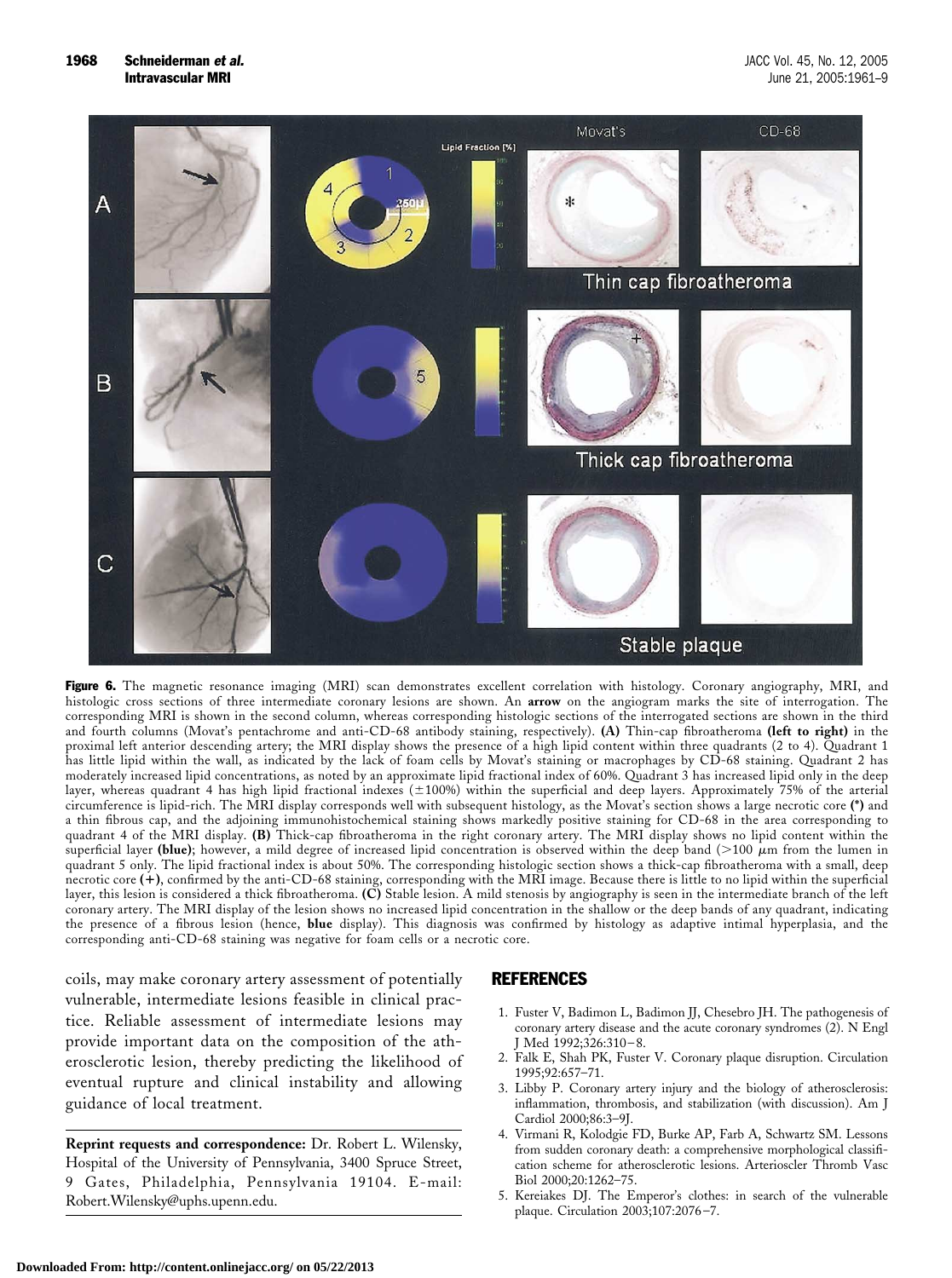**Figure 6.** The magnetic resonance imaging (MRI) scan demonstrates excellent correlation with histology. Coronary angiography, MRI, and histologic cross sections of three intermediate coronary lesions are shown. An **arrow** on the angiogram marks the site of interrogation. The corresponding MRI is shown in the second column, whereas corresponding histologic sections of the interrogated sections are shown in the third and fourth columns (Movat's pentachrome and anti-CD-68 antibody staining, respectively). **(A)** Thin-cap fibroatheroma **(left to right)** in the proximal left anterior descending artery; the MRI display shows the presence of a high lipid content within three quadrants (2 to 4). Quadrant 1 has little lipid within the wall, as indicated by the lack of foam cells by Movat's staining or macrophages by CD-68 staining. Quadrant 2 has moderately increased lipid concentrations, as noted by an approximate lipid fractional index of 60%. Quadrant 3 has increased lipid only in the deep layer, whereas quadrant 4 has high lipid fractional indexes (±100%) within the superficial and deep layers. Approximately 75% of the arterial circumference is lipid-rich. The MRI display corresponds well with subsequent histology, as the Movat's section shows a large necrotic core **(*)** and a thin fibrous cap, and the adjoining immunohistochemical staining shows markedly positive staining for CD-68 in the area corresponding to quadrant 4 of the MRI display. **(B)** Thick-cap fibroatheroma in the right coronary artery. The MRI display shows no lipid content within the superficial layer **(blue)**; however, a mild degree of increased lipid concentration is observed within the deep band (>100 μm from the lumen in quadrant 5 only. The lipid fractional index is about 50%. The corresponding histologic section shows a thick-cap fibroatheroma with a small, deep necrotic core **(+)**, confirmed by the anti-CD-68 staining, corresponding with the MRI image. Because there is little to no lipid within the superficial layer, this lesion is considered a thick fibroatheroma. **(C)** Stable lesion. A mild stenosis by angiography is seen in the intermediate branch of the left coronary artery. The MRI display of the lesion shows no increased lipid concentration in the shallow or the deep bands of any quadrant, indicating the presence of a fibrous lesion (hence, **blue** display). This diagnosis was confirmed by histology as adaptive intimal hyperplasia, and the corresponding anti-CD-68 staining was negative for foam cells or a necrotic core.

coils, may make coronary artery assessment of potentially vulnerable, intermediate lesions feasible in clinical practice. Reliable assessment of intermediate lesions may provide important data on the composition of the atherosclerotic lesion, thereby predicting the likelihood of eventual rupture and clinical instability and allowing guidance of local treatment.

**Reprint requests and correspondence:** Dr. Robert L. Wilensky, Hospital of the University of Pennsylvania, 3400 Spruce Street, 9 Gates, Philadelphia, Pennsylvania 19104. E-mail: Robert.Wilensky@uphs.upenn.edu.

## REFERENCES

1. Fuster V, Badimon L, Badimon JJ, Chesebro JH. The pathogenesis of coronary artery disease and the acute coronary syndromes (2). N Engl J Med 1992;326:310–8.
2. Falk E, Shah PK, Fuster V. Coronary plaque disruption. Circulation 1995;92:657–71.
3. Libby P. Coronary artery injury and the biology of atherosclerosis: inflammation, thrombosis, and stabilization (with discussion). Am J Cardiol 2000;86:3–9J.
4. Virmani R, Kolodgie FD, Burke AP, Farb A, Schwartz SM. Lessons from sudden coronary death: a comprehensive morphological classification scheme for atherosclerotic lesions. Arterioscler Thromb Vasc Biol 2000;20:1262–75.
5. Kereiakes DJ. The Emperor's clothes: in search of the vulnerable plaque. Circulation 2003;107:2076–7.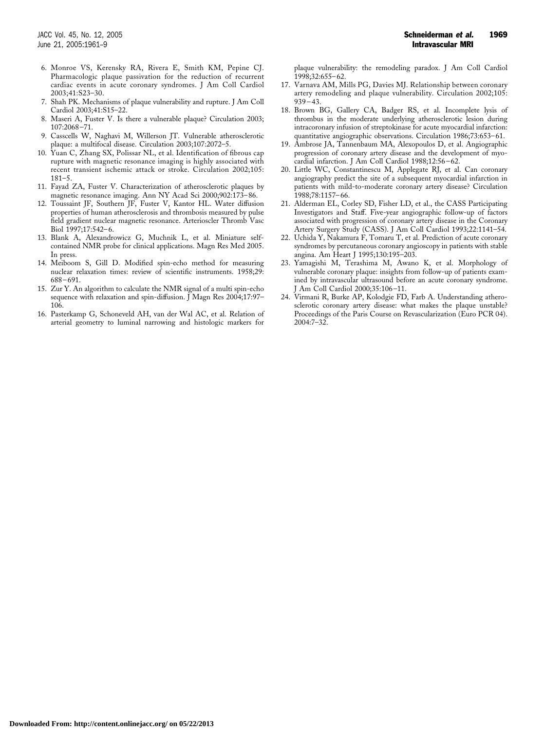6. Monroe VS, Kerensky RA, Rivera E, Smith KM, Pepine CJ. Pharmacologic plaque passivation for the reduction of recurrent cardiac events in acute coronary syndromes. J Am Coll Cardiol 2003;41:S23–30.
7. Shah PK. Mechanisms of plaque vulnerability and rupture. J Am Coll Cardiol 2003;41:S15–22.
8. Maseri A, Fuster V. Is there a vulnerable plaque? Circulation 2003; 107:2068–71.
9. Casscells W, Naghavi M, Willerson JT. Vulnerable atherosclerotic plaque: a multifocal disease. Circulation 2003;107:2072–5.
10. Yuan C, Zhang SX, Polissar NL, et al. Identification of fibrous cap rupture with magnetic resonance imaging is highly associated with recent transient ischemic attack or stroke. Circulation 2002;105: 181–5.
11. Fayad ZA, Fuster V. Characterization of atherosclerotic plaques by magnetic resonance imaging. Ann NY Acad Sci 2000;902:173–86.
12. Toussaint JF, Southern JF, Fuster V, Kantor HL. Water diffusion properties of human atherosclerosis and thrombosis measured by pulse field gradient nuclear magnetic resonance. Arterioscler Thromb Vasc Biol 1997;17:542–6.
13. Blank A, Alexandrowicz G, Muchnik L, et al. Miniature self-contained NMR probe for clinical applications. Magn Res Med 2005. In press.
14. Meiboom S, Gill D. Modified spin-echo method for measuring nuclear relaxation times: review of scientific instruments. 1958;29: 688–691.
15. Zur Y. An algorithm to calculate the NMR signal of a multi spin-echo sequence with relaxation and spin-diffusion. J Magn Res 2004;17:97–106.
16. Pasterkamp G, Schoneveld AH, van der Wal AC, et al. Relation of arterial geometry to luminal narrowing and histologic markers for plaque vulnerability: the remodeling paradox. J Am Coll Cardiol 1998;32:655–62.
17. Varnava AM, Mills PG, Davies MJ. Relationship between coronary artery remodeling and plaque vulnerability. Circulation 2002;105: 939–43.
18. Brown BG, Gallery CA, Badger RS, et al. Incomplete lysis of thrombus in the moderate underlying atherosclerotic lesion during intracoronary infusion of streptokinase for acute myocardial infarction: quantitative angiographic observations. Circulation 1986;73:653–61.
19. Ambrose JA, Tannenbaum MA, Alexopoulos D, et al. Angiographic progression of coronary artery disease and the development of myocardial infarction. J Am Coll Cardiol 1988;12:56–62.
20. Little WC, Constantinescu M, Applegate RJ, et al. Can coronary angiography predict the site of a subsequent myocardial infarction in patients with mild-to-moderate coronary artery disease? Circulation 1988;78:1157–66.
21. Alderman EL, Corley SD, Fisher LD, et al., the CASS Participating Investigators and Staff. Five-year angiographic follow-up of factors associated with progression of coronary artery disease in the Coronary Artery Surgery Study (CASS). J Am Coll Cardiol 1993;22:1141–54.
22. Uchida Y, Nakamura F, Tomaru T, et al. Prediction of acute coronary syndromes by percutaneous coronary angioscopy in patients with stable angina. Am Heart J 1995;130:195–203.
23. Yamagishi M, Terashima M, Awano K, et al. Morphology of vulnerable coronary plaque: insights from follow-up of patients examined by intravascular ultrasound before an acute coronary syndrome. J Am Coll Cardiol 2000;35:106–11.
24. Virmani R, Burke AP, Kolodgie FD, Farb A. Understanding atherosclerotic coronary artery disease: what makes the plaque unstable? Proceedings of the Paris Course on Revascularization (Euro PCR 04). 2004:7–32.